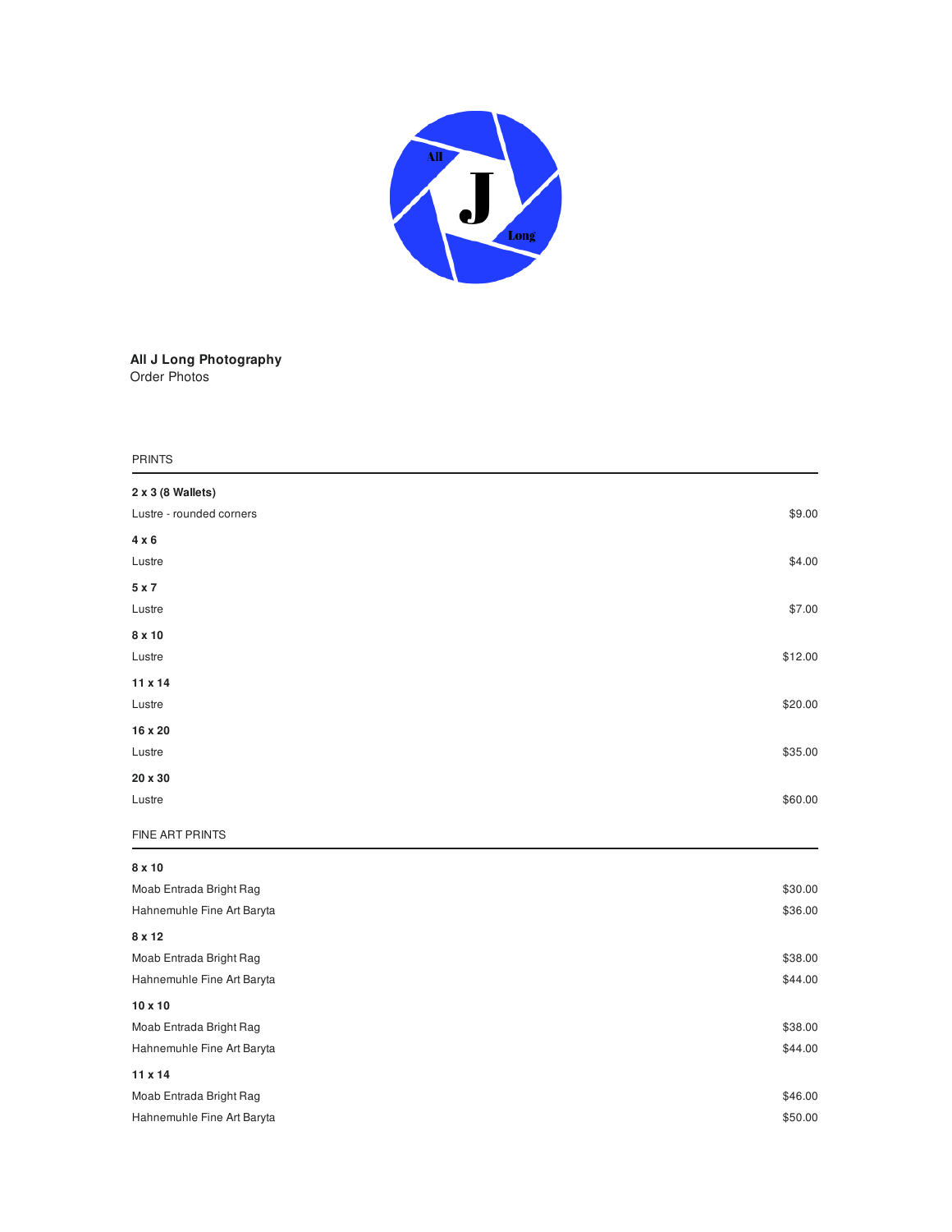**All J Long Photography**
Order Photos

## PRINTS

| Item | Price |
| --- | --- |
| **2 x 3 (8 Wallets)** | |
| Lustre - rounded corners | $9.00 |
| **4 x 6** | |
| Lustre | $4.00 |
| **5 x 7** | |
| Lustre | $7.00 |
| **8 x 10** | |
| Lustre | $12.00 |
| **11 x 14** | |
| Lustre | $20.00 |
| **16 x 20** | |
| Lustre | $35.00 |
| **20 x 30** | |
| Lustre | $60.00 |

## FINE ART PRINTS

| Item | Price |
| --- | --- |
| **8 x 10** | |
| Moab Entrada Bright Rag | $30.00 |
| Hahnemuhle Fine Art Baryta | $36.00 |
| **8 x 12** | |
| Moab Entrada Bright Rag | $38.00 |
| Hahnemuhle Fine Art Baryta | $44.00 |
| **10 x 10** | |
| Moab Entrada Bright Rag | $38.00 |
| Hahnemuhle Fine Art Baryta | $44.00 |
| **11 x 14** | |
| Moab Entrada Bright Rag | $46.00 |
| Hahnemuhle Fine Art Baryta | $50.00 |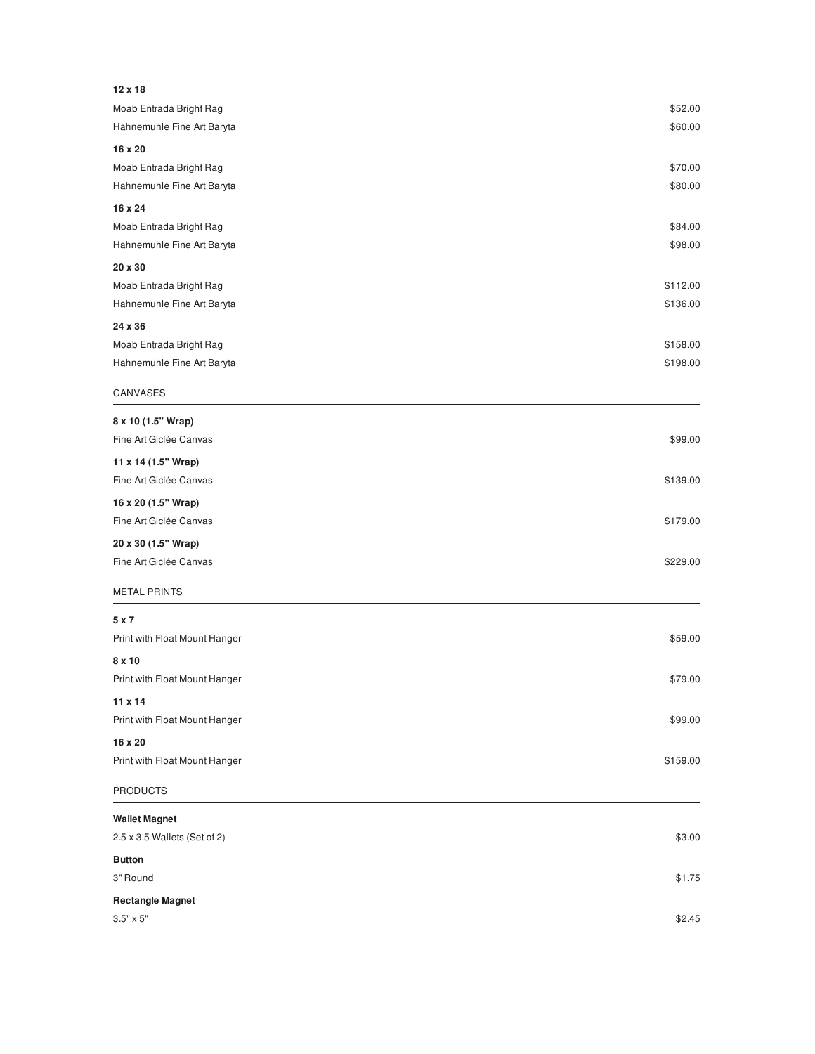**12 x 18**

| | |
|---|---|
| Moab Entrada Bright Rag | $52.00 |
| Hahnemuhle Fine Art Baryta | $60.00 |

**16 x 20**

| | |
|---|---|
| Moab Entrada Bright Rag | $70.00 |
| Hahnemuhle Fine Art Baryta | $80.00 |

**16 x 24**

| | |
|---|---|
| Moab Entrada Bright Rag | $84.00 |
| Hahnemuhle Fine Art Baryta | $98.00 |

**20 x 30**

| | |
|---|---|
| Moab Entrada Bright Rag | $112.00 |
| Hahnemuhle Fine Art Baryta | $136.00 |

**24 x 36**

| | |
|---|---|
| Moab Entrada Bright Rag | $158.00 |
| Hahnemuhle Fine Art Baryta | $198.00 |

## CANVASES

**8 x 10 (1.5" Wrap)**

| | |
|---|---|
| Fine Art Giclée Canvas | $99.00 |

**11 x 14 (1.5" Wrap)**

| | |
|---|---|
| Fine Art Giclée Canvas | $139.00 |

**16 x 20 (1.5" Wrap)**

| | |
|---|---|
| Fine Art Giclée Canvas | $179.00 |

**20 x 30 (1.5" Wrap)**

| | |
|---|---|
| Fine Art Giclée Canvas | $229.00 |

## METAL PRINTS

**5 x 7**

| | |
|---|---|
| Print with Float Mount Hanger | $59.00 |

**8 x 10**

| | |
|---|---|
| Print with Float Mount Hanger | $79.00 |

**11 x 14**

| | |
|---|---|
| Print with Float Mount Hanger | $99.00 |

**16 x 20**

| | |
|---|---|
| Print with Float Mount Hanger | $159.00 |

## PRODUCTS

**Wallet Magnet**

| | |
|---|---|
| 2.5 x 3.5 Wallets (Set of 2) | $3.00 |

**Button**

| | |
|---|---|
| 3" Round | $1.75 |

**Rectangle Magnet**

| | |
|---|---|
| 3.5" x 5" | $2.45 |